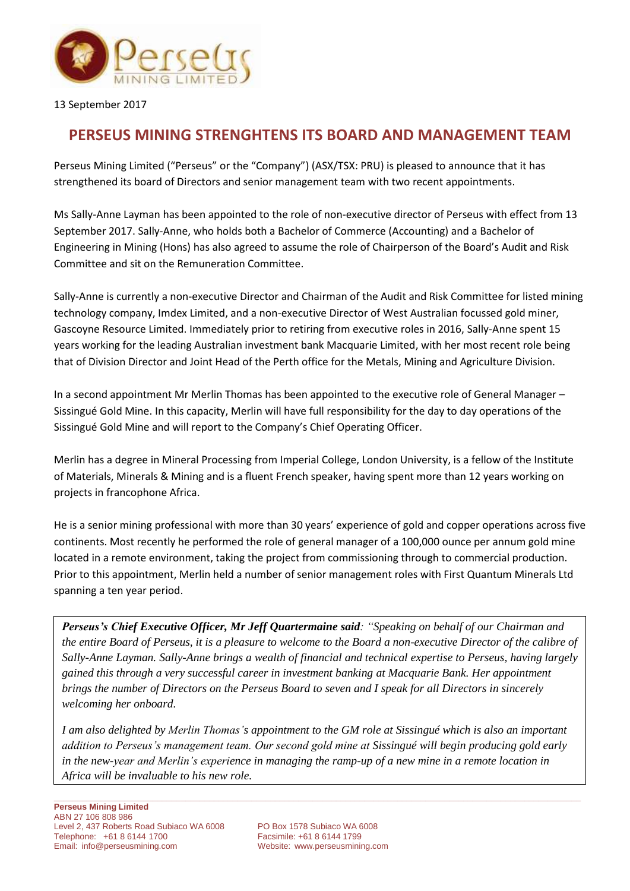13 September 2017

# PERSEUS MINING STRENGHTENS ITS BOARD AND MANAGEMENT TEAM

Perseus Mining Limited ("Perseus" or the "Company") (ASX/TSX: PRU) is pleased to announce that it has strengthened its board of Directors and senior management team with two recent appointments.

Ms Sally-Anne Layman has been appointed to the role of non-executive director of Perseus with effect from 13 September 2017. Sally-Anne, who holds both a Bachelor of Commerce (Accounting) and a Bachelor of Engineering in Mining (Hons) has also agreed to assume the role of Chairperson of the Board's Audit and Risk Committee and sit on the Remuneration Committee.

Sally-Anne is currently a non-executive Director and Chairman of the Audit and Risk Committee for listed mining technology company, Imdex Limited, and a non-executive Director of West Australian focussed gold miner, Gascoyne Resource Limited. Immediately prior to retiring from executive roles in 2016, Sally-Anne spent 15 years working for the leading Australian investment bank Macquarie Limited, with her most recent role being that of Division Director and Joint Head of the Perth office for the Metals, Mining and Agriculture Division.

In a second appointment Mr Merlin Thomas has been appointed to the executive role of General Manager – Sissingué Gold Mine. In this capacity, Merlin will have full responsibility for the day to day operations of the Sissingué Gold Mine and will report to the Company's Chief Operating Officer.

Merlin has a degree in Mineral Processing from Imperial College, London University, is a fellow of the Institute of Materials, Minerals & Mining and is a fluent French speaker, having spent more than 12 years working on projects in francophone Africa.

He is a senior mining professional with more than 30 years' experience of gold and copper operations across five continents. Most recently he performed the role of general manager of a 100,000 ounce per annum gold mine located in a remote environment, taking the project from commissioning through to commercial production. Prior to this appointment, Merlin held a number of senior management roles with First Quantum Minerals Ltd spanning a ten year period.

***Perseus's Chief Executive Officer, Mr Jeff Quartermaine said**: "Speaking on behalf of our Chairman and the entire Board of Perseus, it is a pleasure to welcome to the Board a non-executive Director of the calibre of Sally-Anne Layman. Sally-Anne brings a wealth of financial and technical expertise to Perseus, having largely gained this through a very successful career in investment banking at Macquarie Bank. Her appointment brings the number of Directors on the Perseus Board to seven and I speak for all Directors in sincerely welcoming her onboard.*

*I am also delighted by Merlin Thomas's appointment to the GM role at Sissingué which is also an important addition to Perseus's management team. Our second gold mine at Sissingué will begin producing gold early in the new-year and Merlin's experience in managing the ramp-up of a new mine in a remote location in Africa will be invaluable to his new role.*

**Perseus Mining Limited**
ABN 27 106 808 986
Level 2, 437 Roberts Road Subiaco WA 6008
Telephone: +61 8 6144 1700
Email: info@perseusmining.com

PO Box 1578 Subiaco WA 6008
Facsimile: +61 8 6144 1799
Website: www.perseusmining.com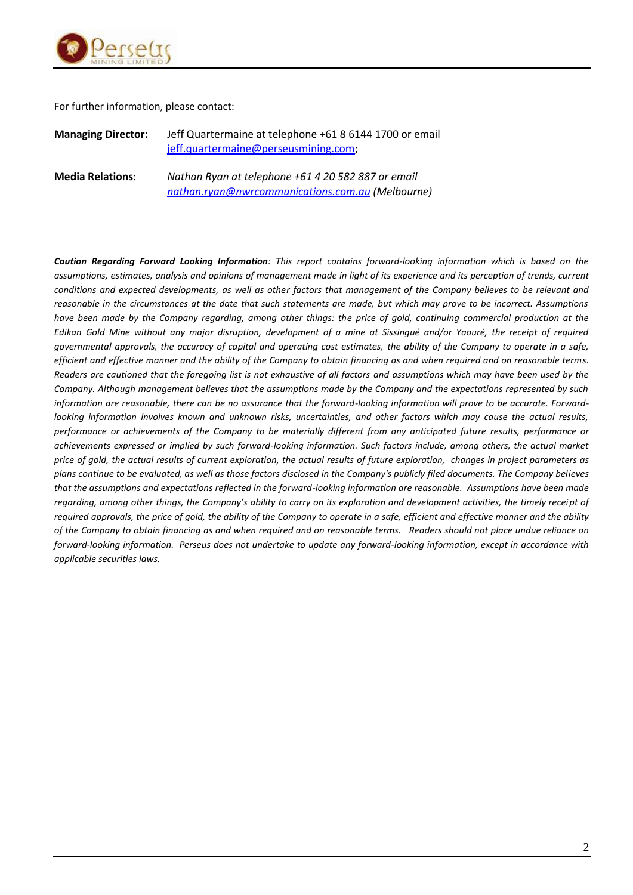For further information, please contact:

**Managing Director:** Jeff Quartermaine at telephone +61 8 6144 1700 or email jeff.quartermaine@perseusmining.com;

**Media Relations**: *Nathan Ryan at telephone +61 4 20 582 887 or email nathan.ryan@nwrcommunications.com.au (Melbourne)*

***Caution Regarding Forward Looking Information****: This report contains forward-looking information which is based on the assumptions, estimates, analysis and opinions of management made in light of its experience and its perception of trends, current conditions and expected developments, as well as other factors that management of the Company believes to be relevant and reasonable in the circumstances at the date that such statements are made, but which may prove to be incorrect. Assumptions have been made by the Company regarding, among other things: the price of gold, continuing commercial production at the Edikan Gold Mine without any major disruption, development of a mine at Sissingué and/or Yaouré, the receipt of required governmental approvals, the accuracy of capital and operating cost estimates, the ability of the Company to operate in a safe, efficient and effective manner and the ability of the Company to obtain financing as and when required and on reasonable terms. Readers are cautioned that the foregoing list is not exhaustive of all factors and assumptions which may have been used by the Company. Although management believes that the assumptions made by the Company and the expectations represented by such information are reasonable, there can be no assurance that the forward-looking information will prove to be accurate. Forward-looking information involves known and unknown risks, uncertainties, and other factors which may cause the actual results, performance or achievements of the Company to be materially different from any anticipated future results, performance or achievements expressed or implied by such forward-looking information. Such factors include, among others, the actual market price of gold, the actual results of current exploration, the actual results of future exploration, changes in project parameters as plans continue to be evaluated, as well as those factors disclosed in the Company's publicly filed documents. The Company believes that the assumptions and expectations reflected in the forward-looking information are reasonable. Assumptions have been made regarding, among other things, the Company's ability to carry on its exploration and development activities, the timely receipt of required approvals, the price of gold, the ability of the Company to operate in a safe, efficient and effective manner and the ability of the Company to obtain financing as and when required and on reasonable terms. Readers should not place undue reliance on forward-looking information. Perseus does not undertake to update any forward-looking information, except in accordance with applicable securities laws.*